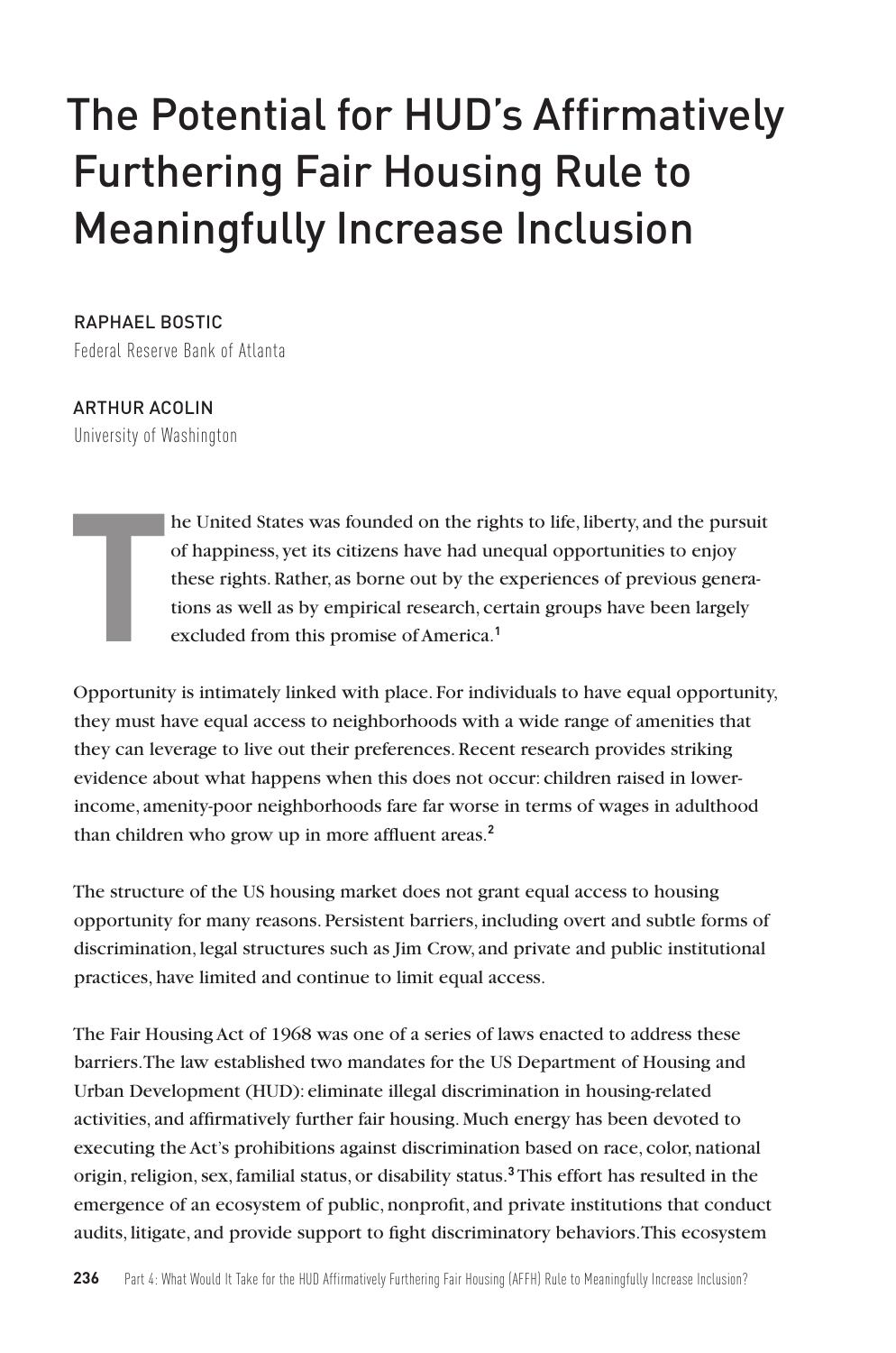# The Potential for HUD's Affirmatively Furthering Fair Housing Rule to Meaningfully Increase Inclusion

RAPHAEL BOSTIC
Federal Reserve Bank of Atlanta

ARTHUR ACOLIN
University of Washington

The United States was founded on the rights to life, liberty, and the pursuit of happiness, yet its citizens have had unequal opportunities to enjoy these rights. Rather, as borne out by the experiences of previous generations as well as by empirical research, certain groups have been largely excluded from this promise of America.[1]

Opportunity is intimately linked with place. For individuals to have equal opportunity, they must have equal access to neighborhoods with a wide range of amenities that they can leverage to live out their preferences. Recent research provides striking evidence about what happens when this does not occur: children raised in lower-income, amenity-poor neighborhoods fare far worse in terms of wages in adulthood than children who grow up in more affluent areas.[2]

The structure of the US housing market does not grant equal access to housing opportunity for many reasons. Persistent barriers, including overt and subtle forms of discrimination, legal structures such as Jim Crow, and private and public institutional practices, have limited and continue to limit equal access.

The Fair Housing Act of 1968 was one of a series of laws enacted to address these barriers. The law established two mandates for the US Department of Housing and Urban Development (HUD): eliminate illegal discrimination in housing-related activities, and affirmatively further fair housing. Much energy has been devoted to executing the Act's prohibitions against discrimination based on race, color, national origin, religion, sex, familial status, or disability status.[3] This effort has resulted in the emergence of an ecosystem of public, nonprofit, and private institutions that conduct audits, litigate, and provide support to fight discriminatory behaviors. This ecosystem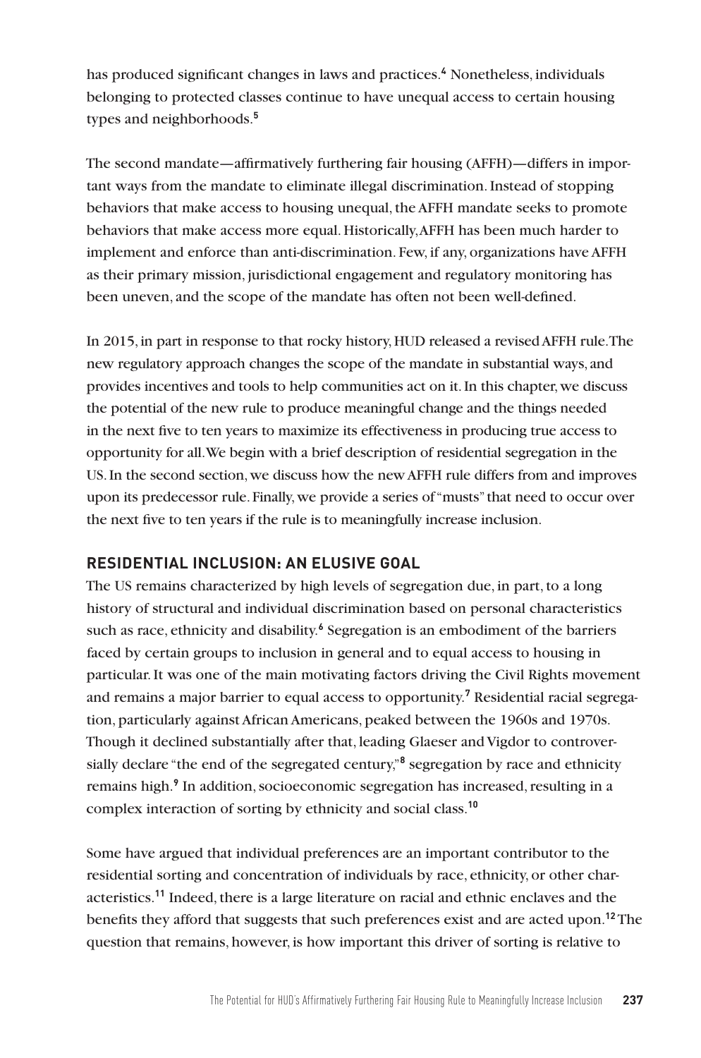has produced significant changes in laws and practices.[4] Nonetheless, individuals belonging to protected classes continue to have unequal access to certain housing types and neighborhoods.[5]

The second mandate—affirmatively furthering fair housing (AFFH)—differs in important ways from the mandate to eliminate illegal discrimination. Instead of stopping behaviors that make access to housing unequal, the AFFH mandate seeks to promote behaviors that make access more equal. Historically, AFFH has been much harder to implement and enforce than anti-discrimination. Few, if any, organizations have AFFH as their primary mission, jurisdictional engagement and regulatory monitoring has been uneven, and the scope of the mandate has often not been well-defined.

In 2015, in part in response to that rocky history, HUD released a revised AFFH rule. The new regulatory approach changes the scope of the mandate in substantial ways, and provides incentives and tools to help communities act on it. In this chapter, we discuss the potential of the new rule to produce meaningful change and the things needed in the next five to ten years to maximize its effectiveness in producing true access to opportunity for all. We begin with a brief description of residential segregation in the US. In the second section, we discuss how the new AFFH rule differs from and improves upon its predecessor rule. Finally, we provide a series of "musts" that need to occur over the next five to ten years if the rule is to meaningfully increase inclusion.

## RESIDENTIAL INCLUSION: AN ELUSIVE GOAL

The US remains characterized by high levels of segregation due, in part, to a long history of structural and individual discrimination based on personal characteristics such as race, ethnicity and disability.[6] Segregation is an embodiment of the barriers faced by certain groups to inclusion in general and to equal access to housing in particular. It was one of the main motivating factors driving the Civil Rights movement and remains a major barrier to equal access to opportunity.[7] Residential racial segregation, particularly against African Americans, peaked between the 1960s and 1970s. Though it declined substantially after that, leading Glaeser and Vigdor to controversially declare "the end of the segregated century,"[8] segregation by race and ethnicity remains high.[9] In addition, socioeconomic segregation has increased, resulting in a complex interaction of sorting by ethnicity and social class.[10]

Some have argued that individual preferences are an important contributor to the residential sorting and concentration of individuals by race, ethnicity, or other characteristics.[11] Indeed, there is a large literature on racial and ethnic enclaves and the benefits they afford that suggests that such preferences exist and are acted upon.[12] The question that remains, however, is how important this driver of sorting is relative to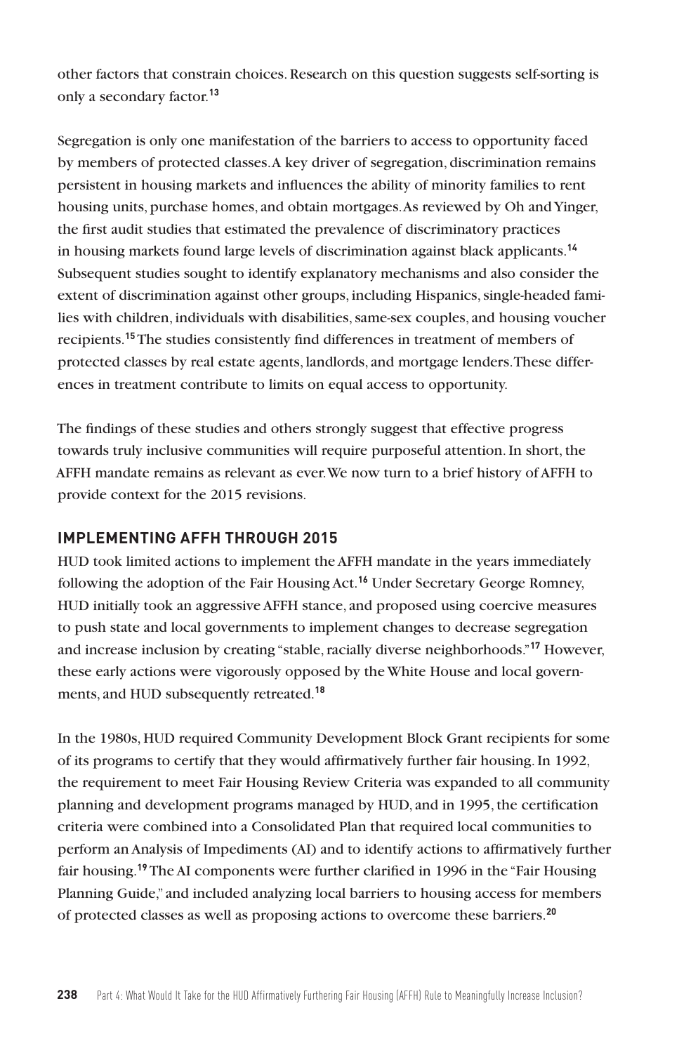other factors that constrain choices. Research on this question suggests self-sorting is only a secondary factor.[13]

Segregation is only one manifestation of the barriers to access to opportunity faced by members of protected classes. A key driver of segregation, discrimination remains persistent in housing markets and influences the ability of minority families to rent housing units, purchase homes, and obtain mortgages. As reviewed by Oh and Yinger, the first audit studies that estimated the prevalence of discriminatory practices in housing markets found large levels of discrimination against black applicants.[14] Subsequent studies sought to identify explanatory mechanisms and also consider the extent of discrimination against other groups, including Hispanics, single-headed families with children, individuals with disabilities, same-sex couples, and housing voucher recipients.[15] The studies consistently find differences in treatment of members of protected classes by real estate agents, landlords, and mortgage lenders. These differences in treatment contribute to limits on equal access to opportunity.

The findings of these studies and others strongly suggest that effective progress towards truly inclusive communities will require purposeful attention. In short, the AFFH mandate remains as relevant as ever. We now turn to a brief history of AFFH to provide context for the 2015 revisions.

## IMPLEMENTING AFFH THROUGH 2015

HUD took limited actions to implement the AFFH mandate in the years immediately following the adoption of the Fair Housing Act.[16] Under Secretary George Romney, HUD initially took an aggressive AFFH stance, and proposed using coercive measures to push state and local governments to implement changes to decrease segregation and increase inclusion by creating "stable, racially diverse neighborhoods."[17] However, these early actions were vigorously opposed by the White House and local governments, and HUD subsequently retreated.[18]

In the 1980s, HUD required Community Development Block Grant recipients for some of its programs to certify that they would affirmatively further fair housing. In 1992, the requirement to meet Fair Housing Review Criteria was expanded to all community planning and development programs managed by HUD, and in 1995, the certification criteria were combined into a Consolidated Plan that required local communities to perform an Analysis of Impediments (AI) and to identify actions to affirmatively further fair housing.[19] The AI components were further clarified in 1996 in the "Fair Housing Planning Guide," and included analyzing local barriers to housing access for members of protected classes as well as proposing actions to overcome these barriers.[20]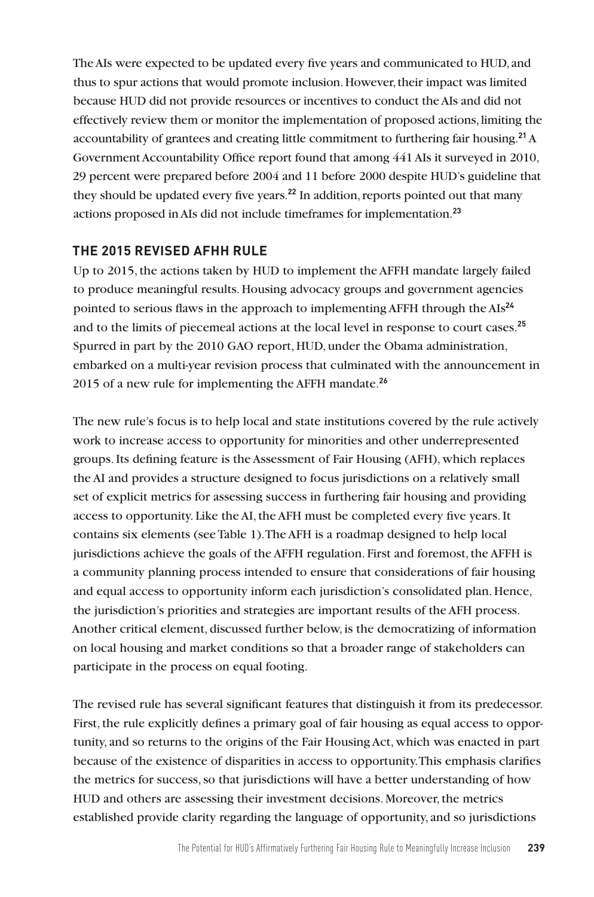The AIs were expected to be updated every five years and communicated to HUD, and thus to spur actions that would promote inclusion. However, their impact was limited because HUD did not provide resources or incentives to conduct the AIs and did not effectively review them or monitor the implementation of proposed actions, limiting the accountability of grantees and creating little commitment to furthering fair housing.[21] A Government Accountability Office report found that among 441 AIs it surveyed in 2010, 29 percent were prepared before 2004 and 11 before 2000 despite HUD's guideline that they should be updated every five years.[22] In addition, reports pointed out that many actions proposed in AIs did not include timeframes for implementation.[23]

## THE 2015 REVISED AFHH RULE

Up to 2015, the actions taken by HUD to implement the AFFH mandate largely failed to produce meaningful results. Housing advocacy groups and government agencies pointed to serious flaws in the approach to implementing AFFH through the AIs[24] and to the limits of piecemeal actions at the local level in response to court cases.[25] Spurred in part by the 2010 GAO report, HUD, under the Obama administration, embarked on a multi-year revision process that culminated with the announcement in 2015 of a new rule for implementing the AFFH mandate.[26]

The new rule's focus is to help local and state institutions covered by the rule actively work to increase access to opportunity for minorities and other underrepresented groups. Its defining feature is the Assessment of Fair Housing (AFH), which replaces the AI and provides a structure designed to focus jurisdictions on a relatively small set of explicit metrics for assessing success in furthering fair housing and providing access to opportunity. Like the AI, the AFH must be completed every five years. It contains six elements (see Table 1). The AFH is a roadmap designed to help local jurisdictions achieve the goals of the AFFH regulation. First and foremost, the AFFH is a community planning process intended to ensure that considerations of fair housing and equal access to opportunity inform each jurisdiction's consolidated plan. Hence, the jurisdiction's priorities and strategies are important results of the AFH process. Another critical element, discussed further below, is the democratizing of information on local housing and market conditions so that a broader range of stakeholders can participate in the process on equal footing.

The revised rule has several significant features that distinguish it from its predecessor. First, the rule explicitly defines a primary goal of fair housing as equal access to opportunity, and so returns to the origins of the Fair Housing Act, which was enacted in part because of the existence of disparities in access to opportunity. This emphasis clarifies the metrics for success, so that jurisdictions will have a better understanding of how HUD and others are assessing their investment decisions. Moreover, the metrics established provide clarity regarding the language of opportunity, and so jurisdictions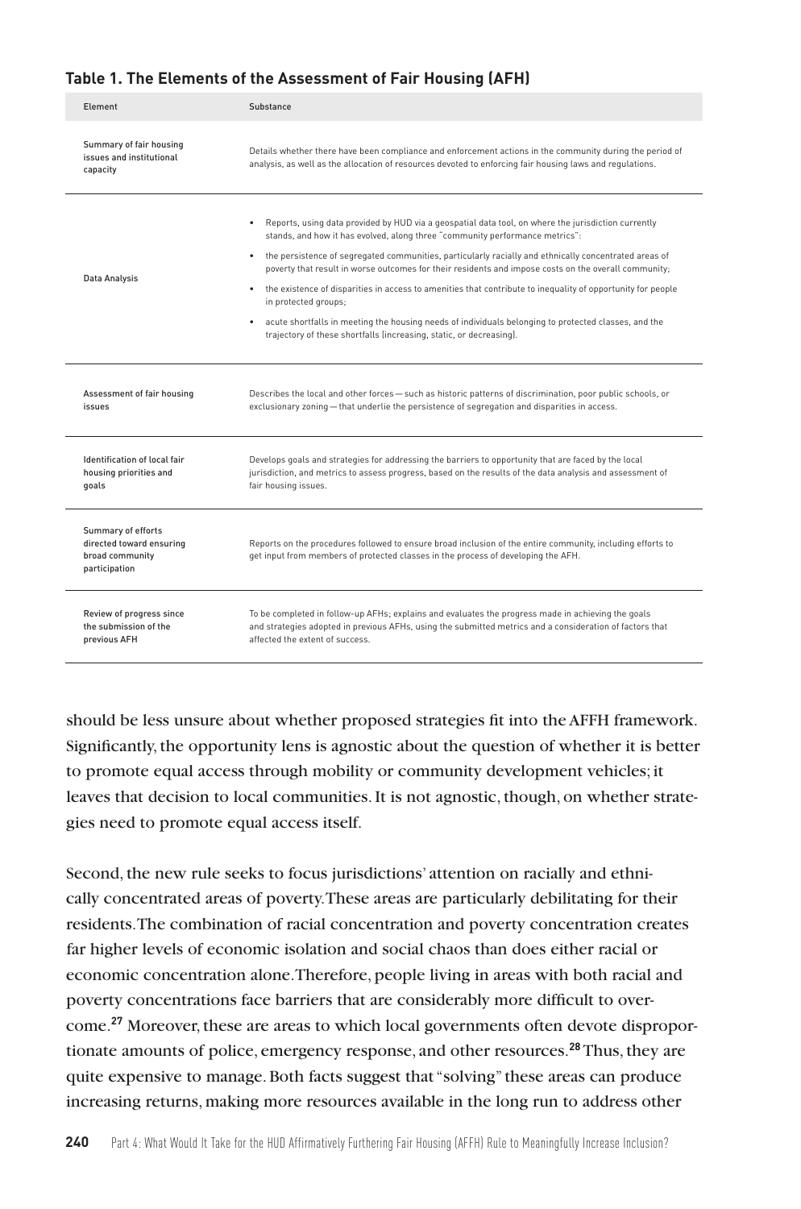**Table 1. The Elements of the Assessment of Fair Housing (AFH)**

| Element | Substance |
|---|---|
| Summary of fair housing issues and institutional capacity | Details whether there have been compliance and enforcement actions in the community during the period of analysis, as well as the allocation of resources devoted to enforcing fair housing laws and regulations. |
| Data Analysis | • Reports, using data provided by HUD via a geospatial data tool, on where the jurisdiction currently stands, and how it has evolved, along three "community performance metrics":<br>• the persistence of segregated communities, particularly racially and ethnically concentrated areas of poverty that result in worse outcomes for their residents and impose costs on the overall community;<br>• the existence of disparities in access to amenities that contribute to inequality of opportunity for people in protected groups;<br>• acute shortfalls in meeting the housing needs of individuals belonging to protected classes, and the trajectory of these shortfalls (increasing, static, or decreasing). |
| Assessment of fair housing issues | Describes the local and other forces — such as historic patterns of discrimination, poor public schools, or exclusionary zoning — that underlie the persistence of segregation and disparities in access. |
| Identification of local fair housing priorities and goals | Develops goals and strategies for addressing the barriers to opportunity that are faced by the local jurisdiction, and metrics to assess progress, based on the results of the data analysis and assessment of fair housing issues. |
| Summary of efforts directed toward ensuring broad community participation | Reports on the procedures followed to ensure broad inclusion of the entire community, including efforts to get input from members of protected classes in the process of developing the AFH. |
| Review of progress since the submission of the previous AFH | To be completed in follow-up AFHs; explains and evaluates the progress made in achieving the goals and strategies adopted in previous AFHs, using the submitted metrics and a consideration of factors that affected the extent of success. |

should be less unsure about whether proposed strategies fit into the AFFH framework. Significantly, the opportunity lens is agnostic about the question of whether it is better to promote equal access through mobility or community development vehicles; it leaves that decision to local communities. It is not agnostic, though, on whether strategies need to promote equal access itself.

Second, the new rule seeks to focus jurisdictions' attention on racially and ethnically concentrated areas of poverty. These areas are particularly debilitating for their residents. The combination of racial concentration and poverty concentration creates far higher levels of economic isolation and social chaos than does either racial or economic concentration alone. Therefore, people living in areas with both racial and poverty concentrations face barriers that are considerably more difficult to overcome.[27] Moreover, these are areas to which local governments often devote disproportionate amounts of police, emergency response, and other resources.[28] Thus, they are quite expensive to manage. Both facts suggest that "solving" these areas can produce increasing returns, making more resources available in the long run to address other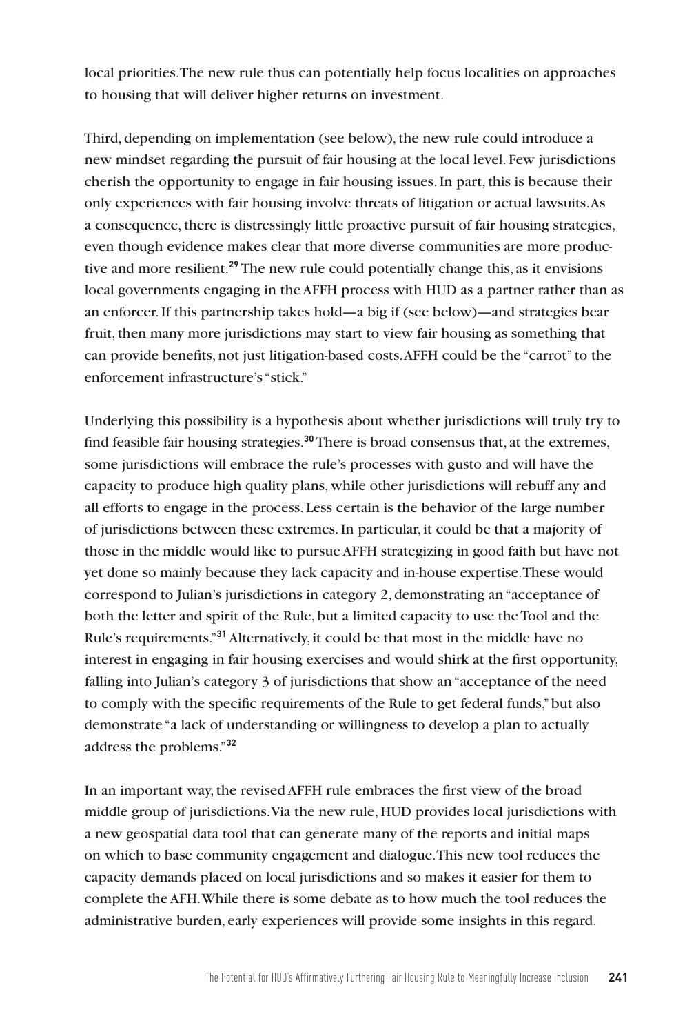local priorities. The new rule thus can potentially help focus localities on approaches to housing that will deliver higher returns on investment.

Third, depending on implementation (see below), the new rule could introduce a new mindset regarding the pursuit of fair housing at the local level. Few jurisdictions cherish the opportunity to engage in fair housing issues. In part, this is because their only experiences with fair housing involve threats of litigation or actual lawsuits. As a consequence, there is distressingly little proactive pursuit of fair housing strategies, even though evidence makes clear that more diverse communities are more productive and more resilient.[29] The new rule could potentially change this, as it envisions local governments engaging in the AFFH process with HUD as a partner rather than as an enforcer. If this partnership takes hold—a big if (see below)—and strategies bear fruit, then many more jurisdictions may start to view fair housing as something that can provide benefits, not just litigation-based costs. AFFH could be the "carrot" to the enforcement infrastructure's "stick."

Underlying this possibility is a hypothesis about whether jurisdictions will truly try to find feasible fair housing strategies.[30] There is broad consensus that, at the extremes, some jurisdictions will embrace the rule's processes with gusto and will have the capacity to produce high quality plans, while other jurisdictions will rebuff any and all efforts to engage in the process. Less certain is the behavior of the large number of jurisdictions between these extremes. In particular, it could be that a majority of those in the middle would like to pursue AFFH strategizing in good faith but have not yet done so mainly because they lack capacity and in-house expertise. These would correspond to Julian's jurisdictions in category 2, demonstrating an "acceptance of both the letter and spirit of the Rule, but a limited capacity to use the Tool and the Rule's requirements."[31] Alternatively, it could be that most in the middle have no interest in engaging in fair housing exercises and would shirk at the first opportunity, falling into Julian's category 3 of jurisdictions that show an "acceptance of the need to comply with the specific requirements of the Rule to get federal funds," but also demonstrate "a lack of understanding or willingness to develop a plan to actually address the problems."[32]

In an important way, the revised AFFH rule embraces the first view of the broad middle group of jurisdictions. Via the new rule, HUD provides local jurisdictions with a new geospatial data tool that can generate many of the reports and initial maps on which to base community engagement and dialogue. This new tool reduces the capacity demands placed on local jurisdictions and so makes it easier for them to complete the AFH. While there is some debate as to how much the tool reduces the administrative burden, early experiences will provide some insights in this regard.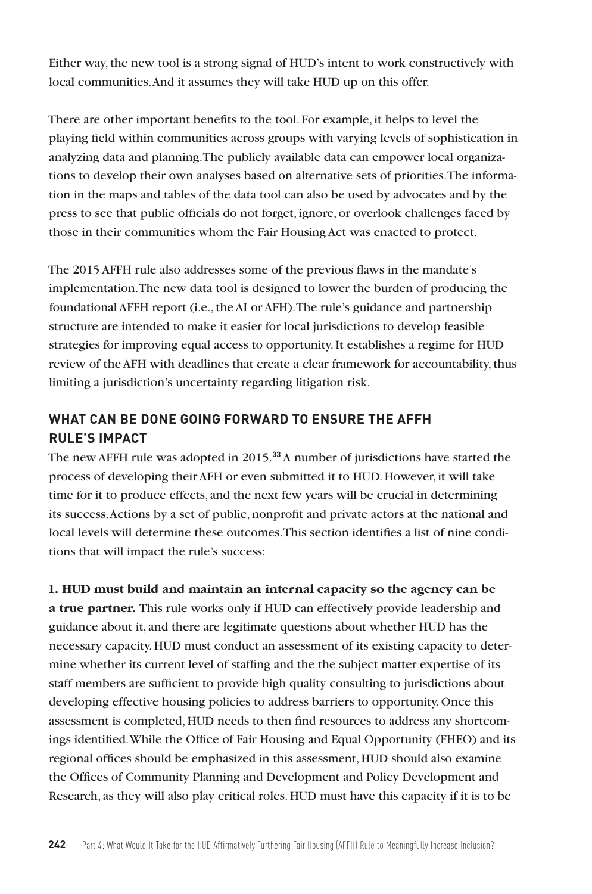Either way, the new tool is a strong signal of HUD's intent to work constructively with local communities. And it assumes they will take HUD up on this offer.

There are other important benefits to the tool. For example, it helps to level the playing field within communities across groups with varying levels of sophistication in analyzing data and planning. The publicly available data can empower local organizations to develop their own analyses based on alternative sets of priorities. The information in the maps and tables of the data tool can also be used by advocates and by the press to see that public officials do not forget, ignore, or overlook challenges faced by those in their communities whom the Fair Housing Act was enacted to protect.

The 2015 AFFH rule also addresses some of the previous flaws in the mandate's implementation. The new data tool is designed to lower the burden of producing the foundational AFFH report (i.e., the AI or AFH). The rule's guidance and partnership structure are intended to make it easier for local jurisdictions to develop feasible strategies for improving equal access to opportunity. It establishes a regime for HUD review of the AFH with deadlines that create a clear framework for accountability, thus limiting a jurisdiction's uncertainty regarding litigation risk.

## WHAT CAN BE DONE GOING FORWARD TO ENSURE THE AFFH RULE'S IMPACT

The new AFFH rule was adopted in 2015.[33] A number of jurisdictions have started the process of developing their AFH or even submitted it to HUD. However, it will take time for it to produce effects, and the next few years will be crucial in determining its success. Actions by a set of public, nonprofit and private actors at the national and local levels will determine these outcomes. This section identifies a list of nine conditions that will impact the rule's success:

**1. HUD must build and maintain an internal capacity so the agency can be a true partner.** This rule works only if HUD can effectively provide leadership and guidance about it, and there are legitimate questions about whether HUD has the necessary capacity. HUD must conduct an assessment of its existing capacity to determine whether its current level of staffing and the the subject matter expertise of its staff members are sufficient to provide high quality consulting to jurisdictions about developing effective housing policies to address barriers to opportunity. Once this assessment is completed, HUD needs to then find resources to address any shortcomings identified. While the Office of Fair Housing and Equal Opportunity (FHEO) and its regional offices should be emphasized in this assessment, HUD should also examine the Offices of Community Planning and Development and Policy Development and Research, as they will also play critical roles. HUD must have this capacity if it is to be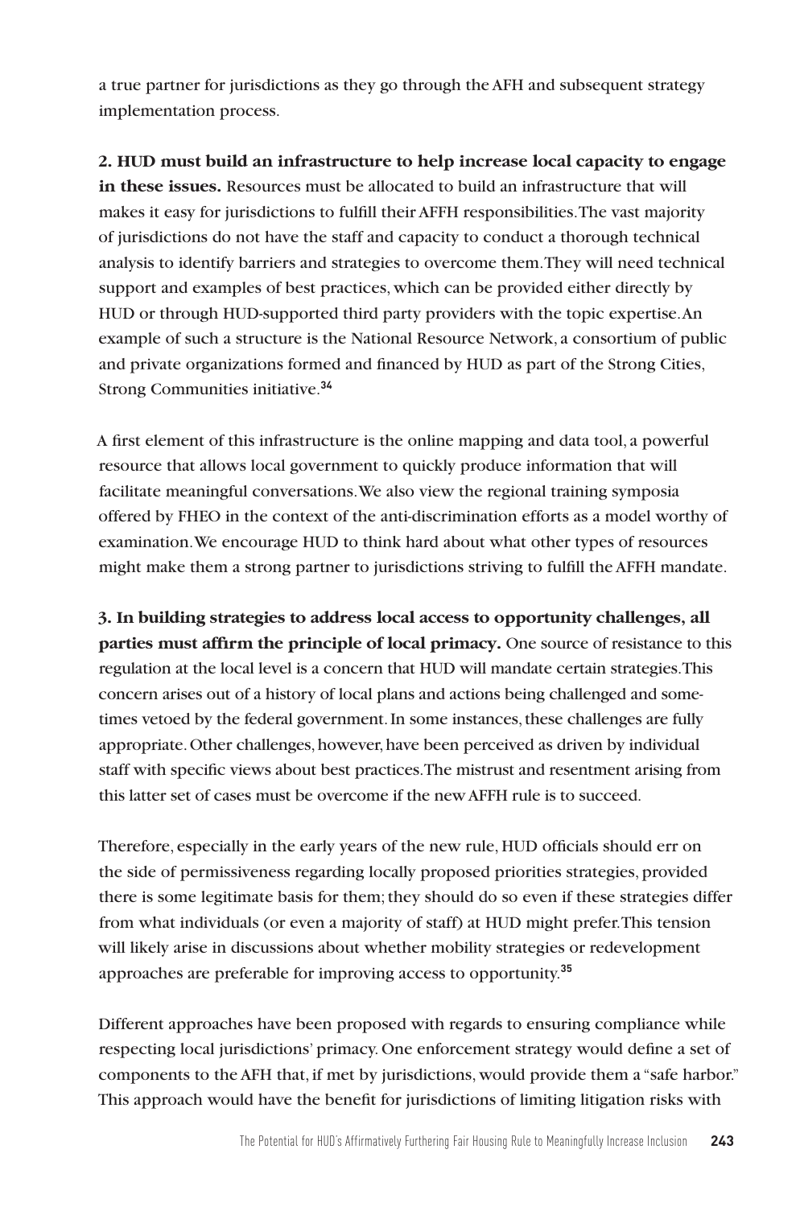a true partner for jurisdictions as they go through the AFH and subsequent strategy implementation process.

**2. HUD must build an infrastructure to help increase local capacity to engage in these issues.** Resources must be allocated to build an infrastructure that will makes it easy for jurisdictions to fulfill their AFFH responsibilities. The vast majority of jurisdictions do not have the staff and capacity to conduct a thorough technical analysis to identify barriers and strategies to overcome them. They will need technical support and examples of best practices, which can be provided either directly by HUD or through HUD-supported third party providers with the topic expertise. An example of such a structure is the National Resource Network, a consortium of public and private organizations formed and financed by HUD as part of the Strong Cities, Strong Communities initiative.[34]

A first element of this infrastructure is the online mapping and data tool, a powerful resource that allows local government to quickly produce information that will facilitate meaningful conversations. We also view the regional training symposia offered by FHEO in the context of the anti-discrimination efforts as a model worthy of examination. We encourage HUD to think hard about what other types of resources might make them a strong partner to jurisdictions striving to fulfill the AFFH mandate.

**3. In building strategies to address local access to opportunity challenges, all parties must affirm the principle of local primacy.** One source of resistance to this regulation at the local level is a concern that HUD will mandate certain strategies. This concern arises out of a history of local plans and actions being challenged and sometimes vetoed by the federal government. In some instances, these challenges are fully appropriate. Other challenges, however, have been perceived as driven by individual staff with specific views about best practices. The mistrust and resentment arising from this latter set of cases must be overcome if the new AFFH rule is to succeed.

Therefore, especially in the early years of the new rule, HUD officials should err on the side of permissiveness regarding locally proposed priorities strategies, provided there is some legitimate basis for them; they should do so even if these strategies differ from what individuals (or even a majority of staff) at HUD might prefer. This tension will likely arise in discussions about whether mobility strategies or redevelopment approaches are preferable for improving access to opportunity.[35]

Different approaches have been proposed with regards to ensuring compliance while respecting local jurisdictions' primacy. One enforcement strategy would define a set of components to the AFH that, if met by jurisdictions, would provide them a "safe harbor." This approach would have the benefit for jurisdictions of limiting litigation risks with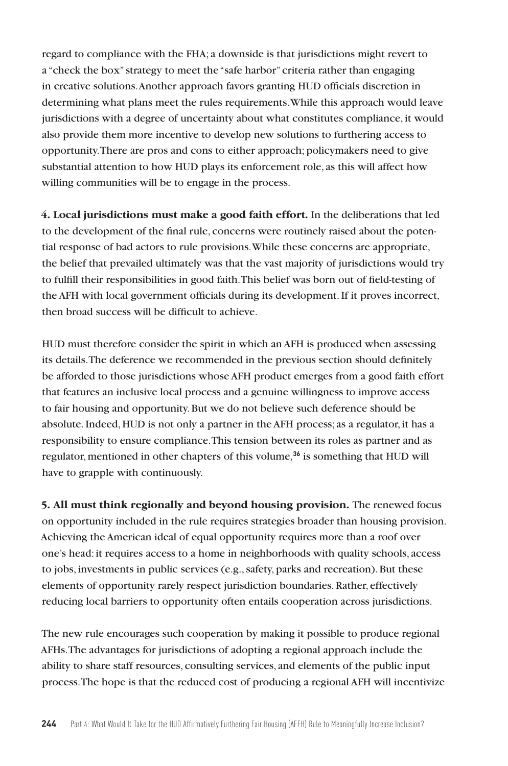regard to compliance with the FHA; a downside is that jurisdictions might revert to a "check the box" strategy to meet the "safe harbor" criteria rather than engaging in creative solutions. Another approach favors granting HUD officials discretion in determining what plans meet the rules requirements. While this approach would leave jurisdictions with a degree of uncertainty about what constitutes compliance, it would also provide them more incentive to develop new solutions to furthering access to opportunity. There are pros and cons to either approach; policymakers need to give substantial attention to how HUD plays its enforcement role, as this will affect how willing communities will be to engage in the process.

**4. Local jurisdictions must make a good faith effort.** In the deliberations that led to the development of the final rule, concerns were routinely raised about the potential response of bad actors to rule provisions. While these concerns are appropriate, the belief that prevailed ultimately was that the vast majority of jurisdictions would try to fulfill their responsibilities in good faith. This belief was born out of field-testing of the AFH with local government officials during its development. If it proves incorrect, then broad success will be difficult to achieve.

HUD must therefore consider the spirit in which an AFH is produced when assessing its details. The deference we recommended in the previous section should definitely be afforded to those jurisdictions whose AFH product emerges from a good faith effort that features an inclusive local process and a genuine willingness to improve access to fair housing and opportunity. But we do not believe such deference should be absolute. Indeed, HUD is not only a partner in the AFH process; as a regulator, it has a responsibility to ensure compliance. This tension between its roles as partner and as regulator, mentioned in other chapters of this volume,[36] is something that HUD will have to grapple with continuously.

**5. All must think regionally and beyond housing provision.** The renewed focus on opportunity included in the rule requires strategies broader than housing provision. Achieving the American ideal of equal opportunity requires more than a roof over one's head: it requires access to a home in neighborhoods with quality schools, access to jobs, investments in public services (e.g., safety, parks and recreation). But these elements of opportunity rarely respect jurisdiction boundaries. Rather, effectively reducing local barriers to opportunity often entails cooperation across jurisdictions.

The new rule encourages such cooperation by making it possible to produce regional AFHs. The advantages for jurisdictions of adopting a regional approach include the ability to share staff resources, consulting services, and elements of the public input process. The hope is that the reduced cost of producing a regional AFH will incentivize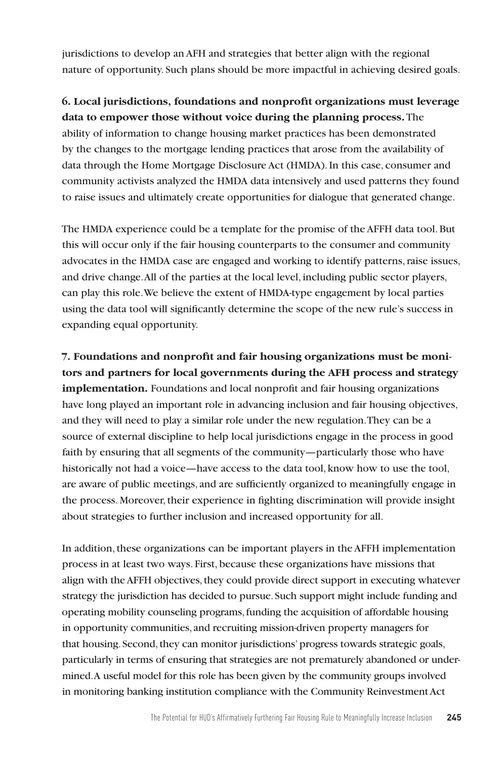jurisdictions to develop an AFH and strategies that better align with the regional nature of opportunity. Such plans should be more impactful in achieving desired goals.

**6. Local jurisdictions, foundations and nonprofit organizations must leverage data to empower those without voice during the planning process.** The ability of information to change housing market practices has been demonstrated by the changes to the mortgage lending practices that arose from the availability of data through the Home Mortgage Disclosure Act (HMDA). In this case, consumer and community activists analyzed the HMDA data intensively and used patterns they found to raise issues and ultimately create opportunities for dialogue that generated change.

The HMDA experience could be a template for the promise of the AFFH data tool. But this will occur only if the fair housing counterparts to the consumer and community advocates in the HMDA case are engaged and working to identify patterns, raise issues, and drive change. All of the parties at the local level, including public sector players, can play this role. We believe the extent of HMDA-type engagement by local parties using the data tool will significantly determine the scope of the new rule's success in expanding equal opportunity.

**7. Foundations and nonprofit and fair housing organizations must be monitors and partners for local governments during the AFH process and strategy implementation.** Foundations and local nonprofit and fair housing organizations have long played an important role in advancing inclusion and fair housing objectives, and they will need to play a similar role under the new regulation. They can be a source of external discipline to help local jurisdictions engage in the process in good faith by ensuring that all segments of the community—particularly those who have historically not had a voice—have access to the data tool, know how to use the tool, are aware of public meetings, and are sufficiently organized to meaningfully engage in the process. Moreover, their experience in fighting discrimination will provide insight about strategies to further inclusion and increased opportunity for all.

In addition, these organizations can be important players in the AFFH implementation process in at least two ways. First, because these organizations have missions that align with the AFFH objectives, they could provide direct support in executing whatever strategy the jurisdiction has decided to pursue. Such support might include funding and operating mobility counseling programs, funding the acquisition of affordable housing in opportunity communities, and recruiting mission-driven property managers for that housing. Second, they can monitor jurisdictions' progress towards strategic goals, particularly in terms of ensuring that strategies are not prematurely abandoned or undermined. A useful model for this role has been given by the community groups involved in monitoring banking institution compliance with the Community Reinvestment Act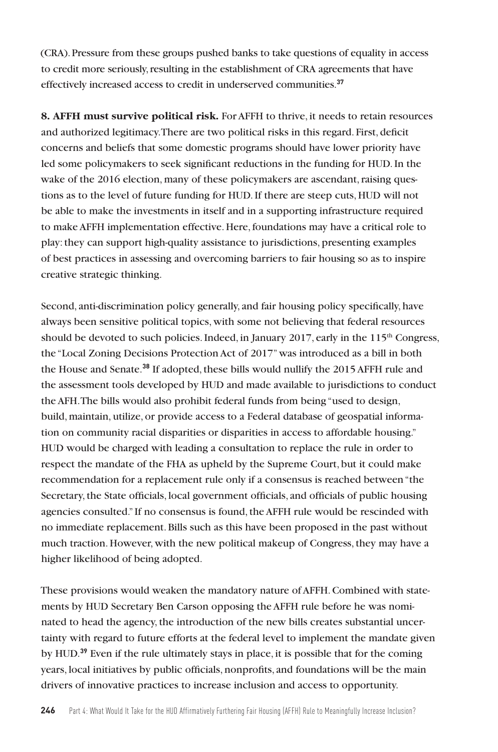(CRA). Pressure from these groups pushed banks to take questions of equality in access to credit more seriously, resulting in the establishment of CRA agreements that have effectively increased access to credit in underserved communities.[37]

**8. AFFH must survive political risk.** For AFFH to thrive, it needs to retain resources and authorized legitimacy. There are two political risks in this regard. First, deficit concerns and beliefs that some domestic programs should have lower priority have led some policymakers to seek significant reductions in the funding for HUD. In the wake of the 2016 election, many of these policymakers are ascendant, raising questions as to the level of future funding for HUD. If there are steep cuts, HUD will not be able to make the investments in itself and in a supporting infrastructure required to make AFFH implementation effective. Here, foundations may have a critical role to play: they can support high-quality assistance to jurisdictions, presenting examples of best practices in assessing and overcoming barriers to fair housing so as to inspire creative strategic thinking.

Second, anti-discrimination policy generally, and fair housing policy specifically, have always been sensitive political topics, with some not believing that federal resources should be devoted to such policies. Indeed, in January 2017, early in the 115th Congress, the "Local Zoning Decisions Protection Act of 2017" was introduced as a bill in both the House and Senate.[38] If adopted, these bills would nullify the 2015 AFFH rule and the assessment tools developed by HUD and made available to jurisdictions to conduct the AFH. The bills would also prohibit federal funds from being "used to design, build, maintain, utilize, or provide access to a Federal database of geospatial information on community racial disparities or disparities in access to affordable housing." HUD would be charged with leading a consultation to replace the rule in order to respect the mandate of the FHA as upheld by the Supreme Court, but it could make recommendation for a replacement rule only if a consensus is reached between "the Secretary, the State officials, local government officials, and officials of public housing agencies consulted." If no consensus is found, the AFFH rule would be rescinded with no immediate replacement. Bills such as this have been proposed in the past without much traction. However, with the new political makeup of Congress, they may have a higher likelihood of being adopted.

These provisions would weaken the mandatory nature of AFFH. Combined with statements by HUD Secretary Ben Carson opposing the AFFH rule before he was nominated to head the agency, the introduction of the new bills creates substantial uncertainty with regard to future efforts at the federal level to implement the mandate given by HUD.[39] Even if the rule ultimately stays in place, it is possible that for the coming years, local initiatives by public officials, nonprofits, and foundations will be the main drivers of innovative practices to increase inclusion and access to opportunity.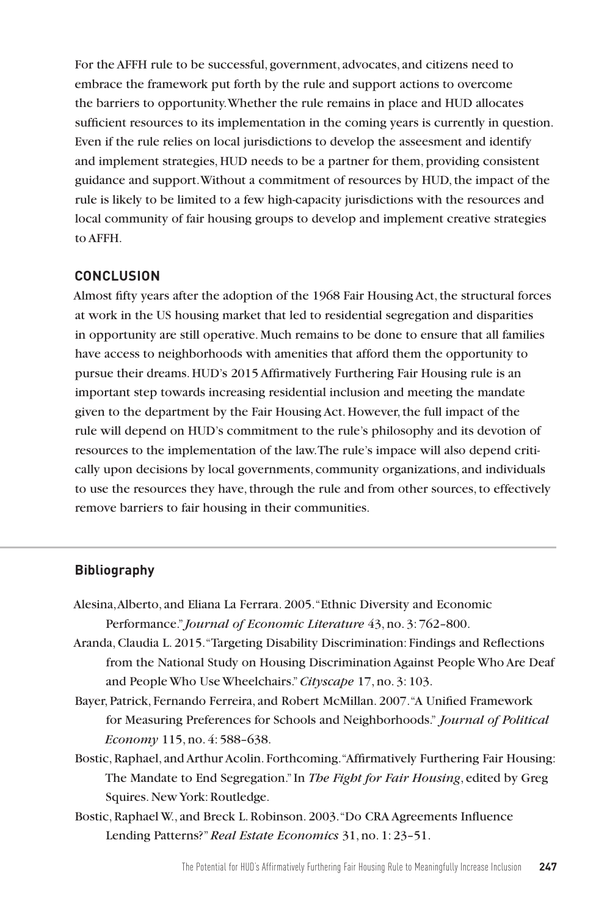For the AFFH rule to be successful, government, advocates, and citizens need to embrace the framework put forth by the rule and support actions to overcome the barriers to opportunity. Whether the rule remains in place and HUD allocates sufficient resources to its implementation in the coming years is currently in question. Even if the rule relies on local jurisdictions to develop the asseesment and identify and implement strategies, HUD needs to be a partner for them, providing consistent guidance and support. Without a commitment of resources by HUD, the impact of the rule is likely to be limited to a few high-capacity jurisdictions with the resources and local community of fair housing groups to develop and implement creative strategies to AFFH.

## CONCLUSION

Almost fifty years after the adoption of the 1968 Fair Housing Act, the structural forces at work in the US housing market that led to residential segregation and disparities in opportunity are still operative. Much remains to be done to ensure that all families have access to neighborhoods with amenities that afford them the opportunity to pursue their dreams. HUD's 2015 Affirmatively Furthering Fair Housing rule is an important step towards increasing residential inclusion and meeting the mandate given to the department by the Fair Housing Act. However, the full impact of the rule will depend on HUD's commitment to the rule's philosophy and its devotion of resources to the implementation of the law. The rule's impace will also depend critically upon decisions by local governments, community organizations, and individuals to use the resources they have, through the rule and from other sources, to effectively remove barriers to fair housing in their communities.

## Bibliography

Alesina, Alberto, and Eliana La Ferrara. 2005. "Ethnic Diversity and Economic Performance." *Journal of Economic Literature* 43, no. 3: 762–800.

Aranda, Claudia L. 2015. "Targeting Disability Discrimination: Findings and Reflections from the National Study on Housing Discrimination Against People Who Are Deaf and People Who Use Wheelchairs." *Cityscape* 17, no. 3: 103.

Bayer, Patrick, Fernando Ferreira, and Robert McMillan. 2007. "A Unified Framework for Measuring Preferences for Schools and Neighborhoods." *Journal of Political Economy* 115, no. 4: 588–638.

Bostic, Raphael, and Arthur Acolin. Forthcoming. "Affirmatively Furthering Fair Housing: The Mandate to End Segregation." In *The Fight for Fair Housing*, edited by Greg Squires. New York: Routledge.

Bostic, Raphael W., and Breck L. Robinson. 2003. "Do CRA Agreements Influence Lending Patterns?" *Real Estate Economics* 31, no. 1: 23–51.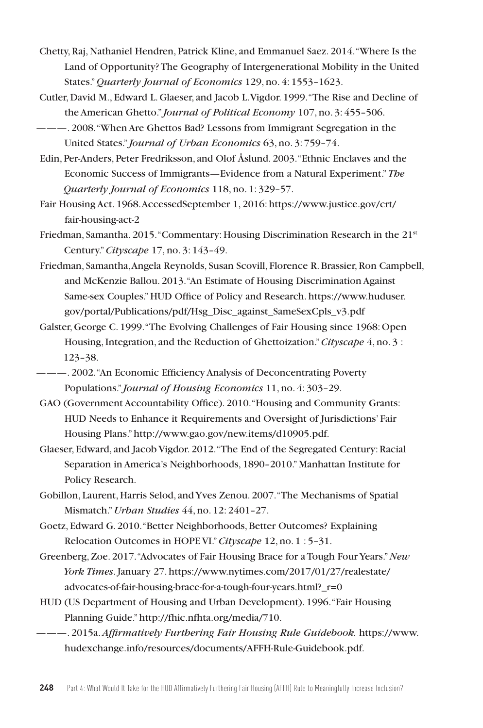Chetty, Raj, Nathaniel Hendren, Patrick Kline, and Emmanuel Saez. 2014. "Where Is the Land of Opportunity? The Geography of Intergenerational Mobility in the United States." *Quarterly Journal of Economics* 129, no. 4: 1553–1623.

Cutler, David M., Edward L. Glaeser, and Jacob L. Vigdor. 1999. "The Rise and Decline of the American Ghetto." *Journal of Political Economy* 107, no. 3: 455–506.

———. 2008. "When Are Ghettos Bad? Lessons from Immigrant Segregation in the United States." *Journal of Urban Economics* 63, no. 3: 759–74.

Edin, Per-Anders, Peter Fredriksson, and Olof Åslund. 2003. "Ethnic Enclaves and the Economic Success of Immigrants—Evidence from a Natural Experiment." *The Quarterly Journal of Economics* 118, no. 1: 329–57.

Fair Housing Act. 1968. AccessedSeptember 1, 2016: https://www.justice.gov/crt/fair-housing-act-2

Friedman, Samantha. 2015. "Commentary: Housing Discrimination Research in the 21st Century." *Cityscape* 17, no. 3: 143–49.

Friedman, Samantha, Angela Reynolds, Susan Scovill, Florence R. Brassier, Ron Campbell, and McKenzie Ballou. 2013. "An Estimate of Housing Discrimination Against Same-sex Couples." HUD Office of Policy and Research. https://www.huduser.gov/portal/Publications/pdf/Hsg_Disc_against_SameSexCpls_v3.pdf

Galster, George C. 1999. "The Evolving Challenges of Fair Housing since 1968: Open Housing, Integration, and the Reduction of Ghettoization." *Cityscape* 4, no. 3 : 123–38.

———. 2002. "An Economic Efficiency Analysis of Deconcentrating Poverty Populations." *Journal of Housing Economics* 11, no. 4: 303–29.

GAO (Government Accountability Office). 2010. "Housing and Community Grants: HUD Needs to Enhance it Requirements and Oversight of Jurisdictions' Fair Housing Plans." http://www.gao.gov/new.items/d10905.pdf.

Glaeser, Edward, and Jacob Vigdor. 2012. "The End of the Segregated Century: Racial Separation in America's Neighborhoods, 1890–2010." Manhattan Institute for Policy Research.

Gobillon, Laurent, Harris Selod, and Yves Zenou. 2007. "The Mechanisms of Spatial Mismatch." *Urban Studies* 44, no. 12: 2401–27.

Goetz, Edward G. 2010. "Better Neighborhoods, Better Outcomes? Explaining Relocation Outcomes in HOPE VI." *Cityscape* 12, no. 1 : 5–31.

Greenberg, Zoe. 2017. "Advocates of Fair Housing Brace for a Tough Four Years." *New York Times*. January 27. https://www.nytimes.com/2017/01/27/realestate/advocates-of-fair-housing-brace-for-a-tough-four-years.html?_r=0

HUD (US Department of Housing and Urban Development). 1996. "Fair Housing Planning Guide." http://fhic.nfhta.org/media/710.

———. 2015a. *Affirmatively Furthering Fair Housing Rule Guidebook.* https://www.hudexchange.info/resources/documents/AFFH-Rule-Guidebook.pdf.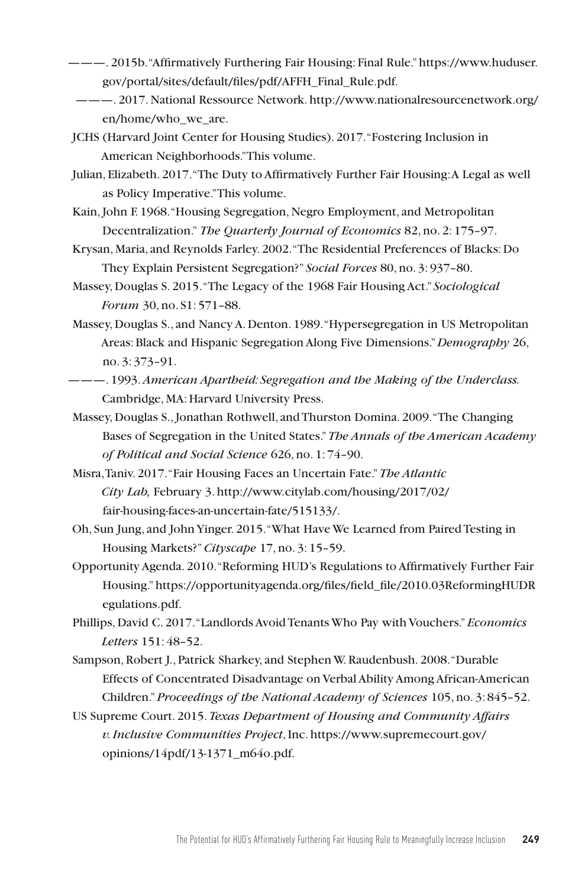———. 2015b. "Affirmatively Furthering Fair Housing: Final Rule." https://www.huduser.gov/portal/sites/default/files/pdf/AFFH_Final_Rule.pdf.

———. 2017. National Ressource Network. http://www.nationalresourcenetwork.org/en/home/who_we_are.

JCHS (Harvard Joint Center for Housing Studies). 2017. "Fostering Inclusion in American Neighborhoods." This volume.

Julian, Elizabeth. 2017. "The Duty to Affirmatively Further Fair Housing: A Legal as well as Policy Imperative." This volume.

Kain, John F. 1968. "Housing Segregation, Negro Employment, and Metropolitan Decentralization." *The Quarterly Journal of Economics* 82, no. 2: 175–97.

Krysan, Maria, and Reynolds Farley. 2002. "The Residential Preferences of Blacks: Do They Explain Persistent Segregation?" *Social Forces* 80, no. 3: 937–80.

Massey, Douglas S. 2015. "The Legacy of the 1968 Fair Housing Act." *Sociological Forum* 30, no. S1: 571–88.

Massey, Douglas S., and Nancy A. Denton. 1989. "Hypersegregation in US Metropolitan Areas: Black and Hispanic Segregation Along Five Dimensions." *Demography* 26, no. 3: 373–91.

———. 1993. *American Apartheid: Segregation and the Making of the Underclass.* Cambridge, MA: Harvard University Press.

Massey, Douglas S., Jonathan Rothwell, and Thurston Domina. 2009. "The Changing Bases of Segregation in the United States." *The Annals of the American Academy of Political and Social Science* 626, no. 1: 74–90.

Misra, Taniv. 2017. "Fair Housing Faces an Uncertain Fate." *The Atlantic City Lab,* February 3. http://www.citylab.com/housing/2017/02/fair-housing-faces-an-uncertain-fate/515133/.

Oh, Sun Jung, and John Yinger. 2015. "What Have We Learned from Paired Testing in Housing Markets?" *Cityscape* 17, no. 3: 15–59.

Opportunity Agenda. 2010. "Reforming HUD's Regulations to Affirmatively Further Fair Housing." https://opportunityagenda.org/files/field_file/2010.03ReformingHUDRegulations.pdf.

Phillips, David C. 2017. "Landlords Avoid Tenants Who Pay with Vouchers." *Economics Letters* 151: 48–52.

Sampson, Robert J., Patrick Sharkey, and Stephen W. Raudenbush. 2008. "Durable Effects of Concentrated Disadvantage on Verbal Ability Among African-American Children." *Proceedings of the National Academy of Sciences* 105, no. 3: 845–52.

US Supreme Court. 2015. *Texas Department of Housing and Community Affairs v. Inclusive Communities Project*, Inc. https://www.supremecourt.gov/opinions/14pdf/13-1371_m64o.pdf.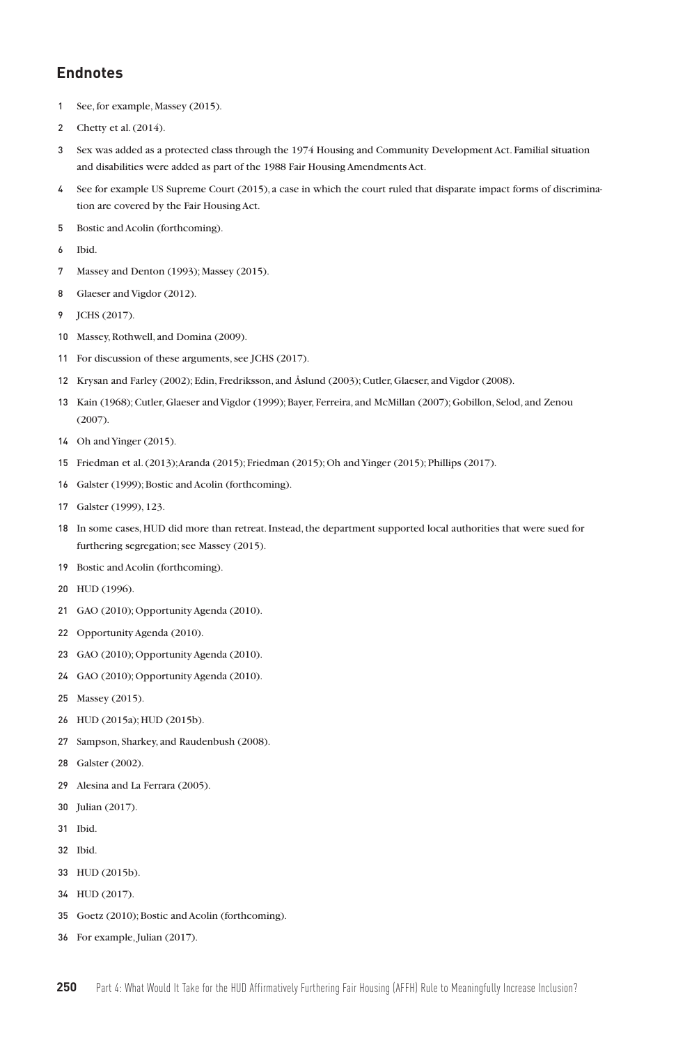## Endnotes

1. See, for example, Massey (2015).
2. Chetty et al. (2014).
3. Sex was added as a protected class through the 1974 Housing and Community Development Act. Familial situation and disabilities were added as part of the 1988 Fair Housing Amendments Act.
4. See for example US Supreme Court (2015), a case in which the court ruled that disparate impact forms of discrimination are covered by the Fair Housing Act.
5. Bostic and Acolin (forthcoming).
6. Ibid.
7. Massey and Denton (1993); Massey (2015).
8. Glaeser and Vigdor (2012).
9. JCHS (2017).
10. Massey, Rothwell, and Domina (2009).
11. For discussion of these arguments, see JCHS (2017).
12. Krysan and Farley (2002); Edin, Fredriksson, and Åslund (2003); Cutler, Glaeser, and Vigdor (2008).
13. Kain (1968); Cutler, Glaeser and Vigdor (1999); Bayer, Ferreira, and McMillan (2007); Gobillon, Selod, and Zenou (2007).
14. Oh and Yinger (2015).
15. Friedman et al. (2013); Aranda (2015); Friedman (2015); Oh and Yinger (2015); Phillips (2017).
16. Galster (1999); Bostic and Acolin (forthcoming).
17. Galster (1999), 123.
18. In some cases, HUD did more than retreat. Instead, the department supported local authorities that were sued for furthering segregation; see Massey (2015).
19. Bostic and Acolin (forthcoming).
20. HUD (1996).
21. GAO (2010); Opportunity Agenda (2010).
22. Opportunity Agenda (2010).
23. GAO (2010); Opportunity Agenda (2010).
24. GAO (2010); Opportunity Agenda (2010).
25. Massey (2015).
26. HUD (2015a); HUD (2015b).
27. Sampson, Sharkey, and Raudenbush (2008).
28. Galster (2002).
29. Alesina and La Ferrara (2005).
30. Julian (2017).
31. Ibid.
32. Ibid.
33. HUD (2015b).
34. HUD (2017).
35. Goetz (2010); Bostic and Acolin (forthcoming).
36. For example, Julian (2017).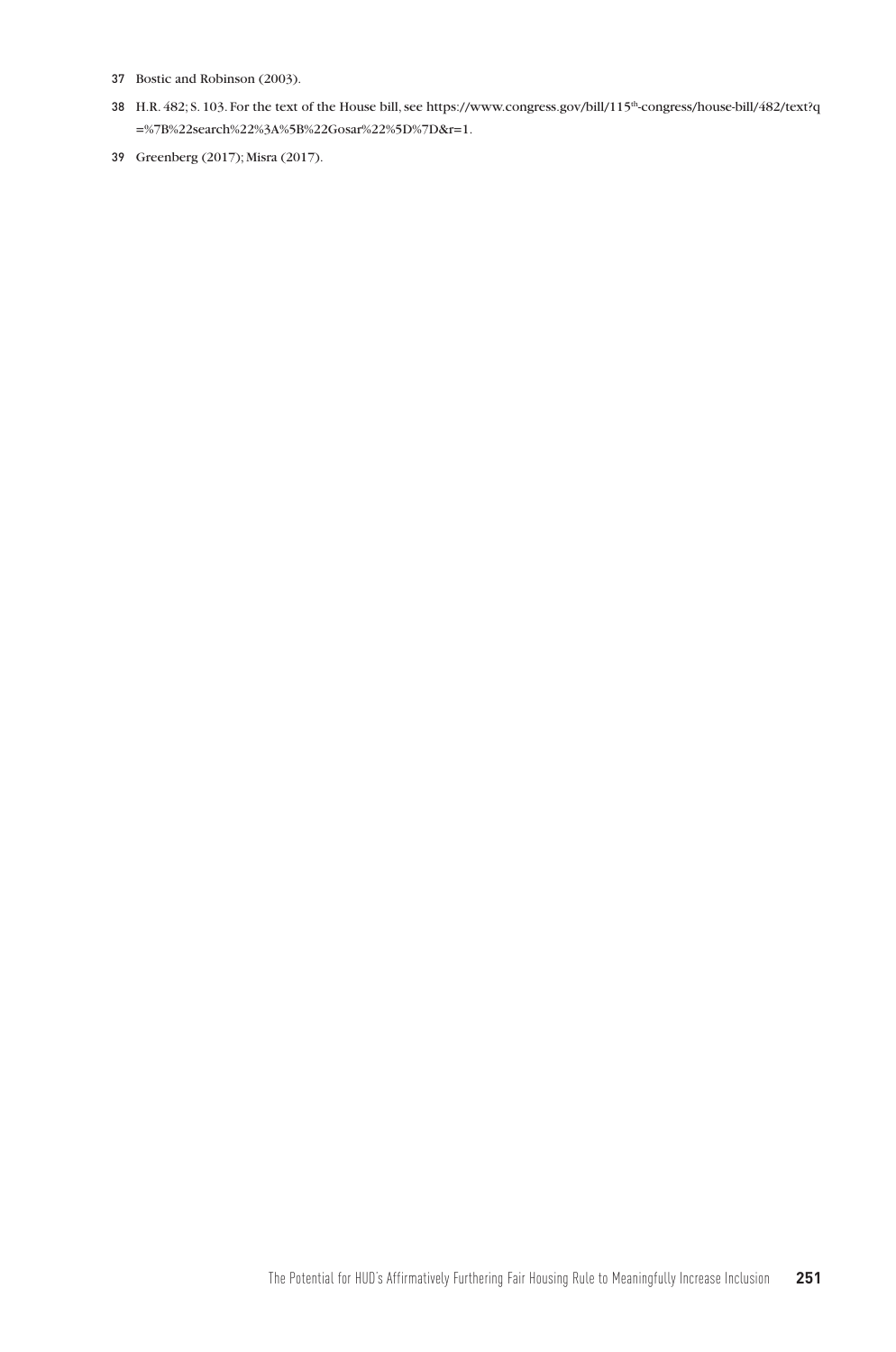37 Bostic and Robinson (2003).

38 H.R. 482; S. 103. For the text of the House bill, see https://www.congress.gov/bill/115th-congress/house-bill/482/text?q=%7B%22search%22%3A%5B%22Gosar%22%5D%7D&r=1.

39 Greenberg (2017); Misra (2017).